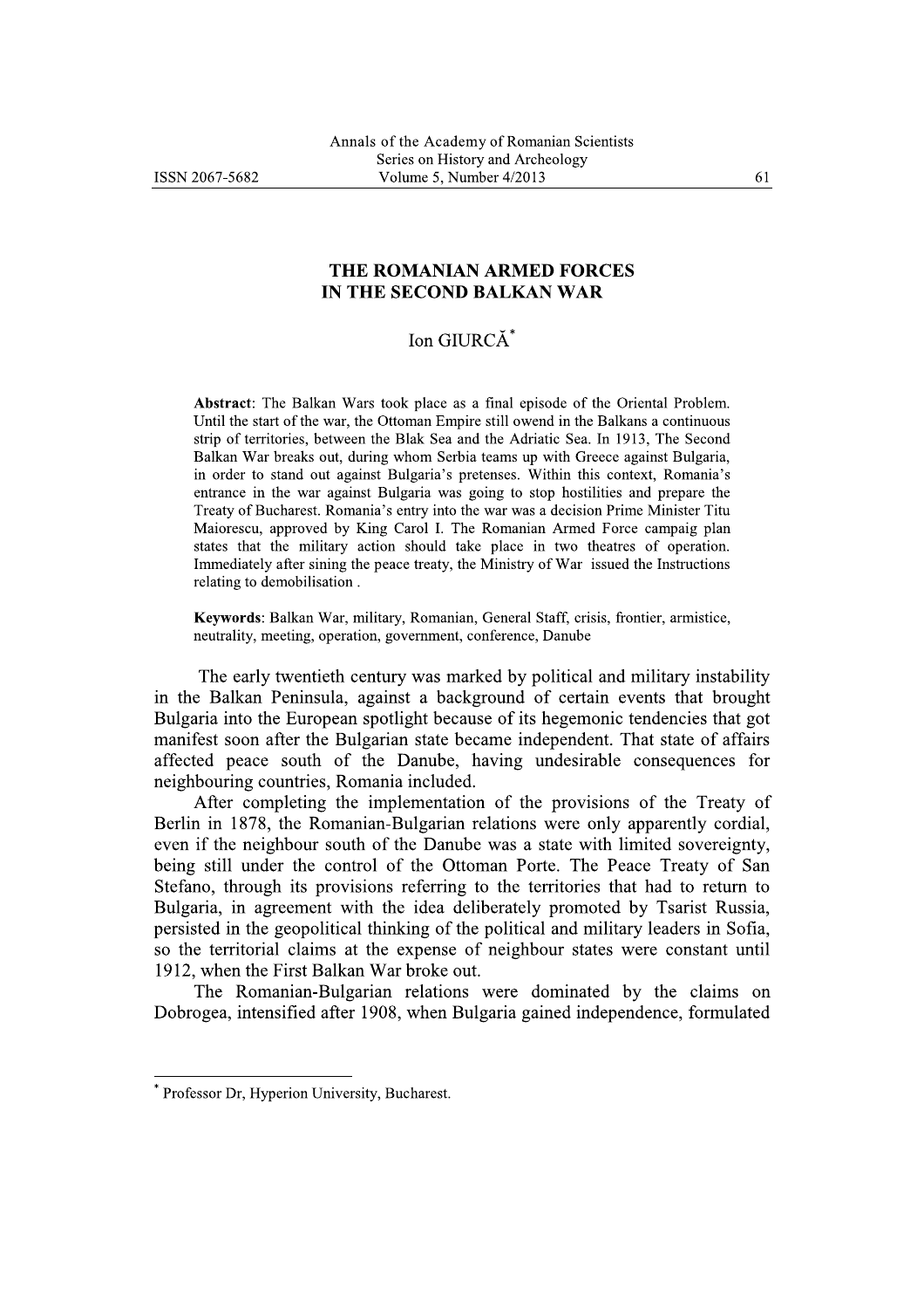# THE ROMANIAN ARMED FORCES IN THE SECOND BALKAN WAR

Ion GIURCĂ*

**Abstract**: The Balkan Wars took place as a final episode of the Oriental Problem. Until the start of the war, the Ottoman Empire still owend in the Balkans a continuous strip of territories, between the Blak Sea and the Adriatic Sea. In 1913, The Second Balkan War breaks out, during whom Serbia teams up with Greece against Bulgaria, in order to stand out against Bulgaria's pretenses. Within this context, Romania's entrance in the war against Bulgaria was going to stop hostilities and prepare the Treaty of Bucharest. Romania's entry into the war was a decision Prime Minister Titu Maiorescu, approved by King Carol I. The Romanian Armed Force campaig plan states that the military action should take place in two theatres of operation. Immediately after sining the peace treaty, the Ministry of War issued the Instructions relating to demobilisation .

**Keywords**: Balkan War, military, Romanian, General Staff, crisis, frontier, armistice, neutrality, meeting, operation, government, conference, Danube

The early twentieth century was marked by political and military instability in the Balkan Peninsula, against a background of certain events that brought Bulgaria into the European spotlight because of its hegemonic tendencies that got manifest soon after the Bulgarian state became independent. That state of affairs affected peace south of the Danube, having undesirable consequences for neighbouring countries, Romania included.

After completing the implementation of the provisions of the Treaty of Berlin in 1878, the Romanian-Bulgarian relations were only apparently cordial, even if the neighbour south of the Danube was a state with limited sovereignty, being still under the control of the Ottoman Porte. The Peace Treaty of San Stefano, through its provisions referring to the territories that had to return to Bulgaria, in agreement with the idea deliberately promoted by Tsarist Russia, persisted in the geopolitical thinking of the political and military leaders in Sofia, so the territorial claims at the expense of neighbour states were constant until 1912, when the First Balkan War broke out.

The Romanian-Bulgarian relations were dominated by the claims on Dobrogea, intensified after 1908, when Bulgaria gained independence, formulated

---

* Professor Dr, Hyperion University, Bucharest.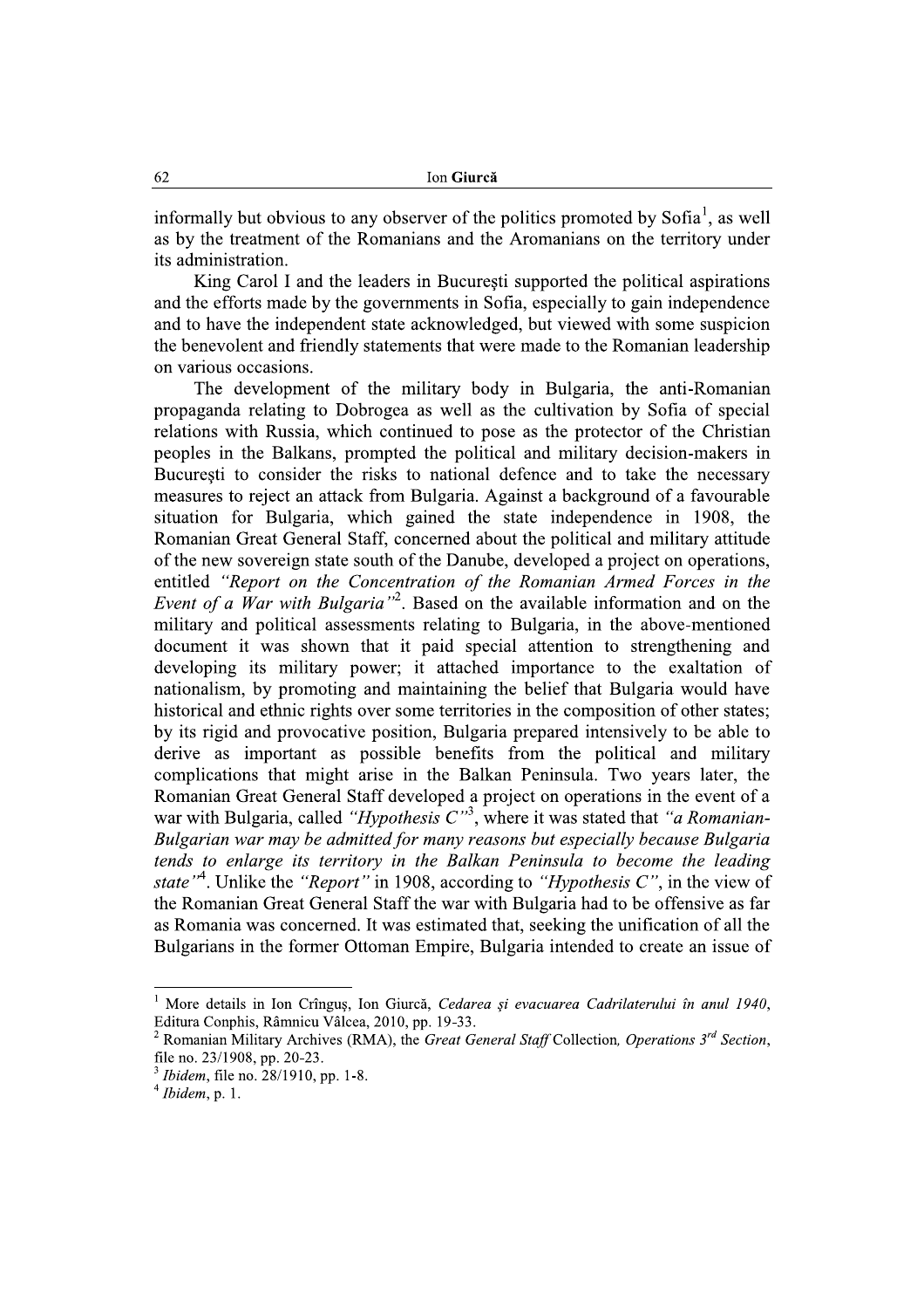informally but obvious to any observer of the politics promoted by Sofia[1], as well as by the treatment of the Romanians and the Aromanians on the territory under its administration.

King Carol I and the leaders in București supported the political aspirations and the efforts made by the governments in Sofia, especially to gain independence and to have the independent state acknowledged, but viewed with some suspicion the benevolent and friendly statements that were made to the Romanian leadership on various occasions.

The development of the military body in Bulgaria, the anti-Romanian propaganda relating to Dobrogea as well as the cultivation by Sofia of special relations with Russia, which continued to pose as the protector of the Christian peoples in the Balkans, prompted the political and military decision-makers in București to consider the risks to national defence and to take the necessary measures to reject an attack from Bulgaria. Against a background of a favourable situation for Bulgaria, which gained the state independence in 1908, the Romanian Great General Staff, concerned about the political and military attitude of the new sovereign state south of the Danube, developed a project on operations, entitled *"Report on the Concentration of the Romanian Armed Forces in the Event of a War with Bulgaria"*[2]. Based on the available information and on the military and political assessments relating to Bulgaria, in the above-mentioned document it was shown that it paid special attention to strengthening and developing its military power; it attached importance to the exaltation of nationalism, by promoting and maintaining the belief that Bulgaria would have historical and ethnic rights over some territories in the composition of other states; by its rigid and provocative position, Bulgaria prepared intensively to be able to derive as important as possible benefits from the political and military complications that might arise in the Balkan Peninsula. Two years later, the Romanian Great General Staff developed a project on operations in the event of a war with Bulgaria, called *"Hypothesis C"*[3], where it was stated that *"a Romanian-Bulgarian war may be admitted for many reasons but especially because Bulgaria tends to enlarge its territory in the Balkan Peninsula to become the leading state"*[4]. Unlike the *"Report"* in 1908, according to *"Hypothesis C"*, in the view of the Romanian Great General Staff the war with Bulgaria had to be offensive as far as Romania was concerned. It was estimated that, seeking the unification of all the Bulgarians in the former Ottoman Empire, Bulgaria intended to create an issue of

---

[1] More details in Ion Crînguș, Ion Giurcă, *Cedarea și evacuarea Cadrilaterului în anul 1940*, Editura Conphis, Râmnicu Vâlcea, 2010, pp. 19-33.

[2] Romanian Military Archives (RMA), the *Great General Staff* Collection, *Operations 3rd Section*, file no. 23/1908, pp. 20-23.

[3] *Ibidem*, file no. 28/1910, pp. 1-8.

[4] *Ibidem*, p. 1.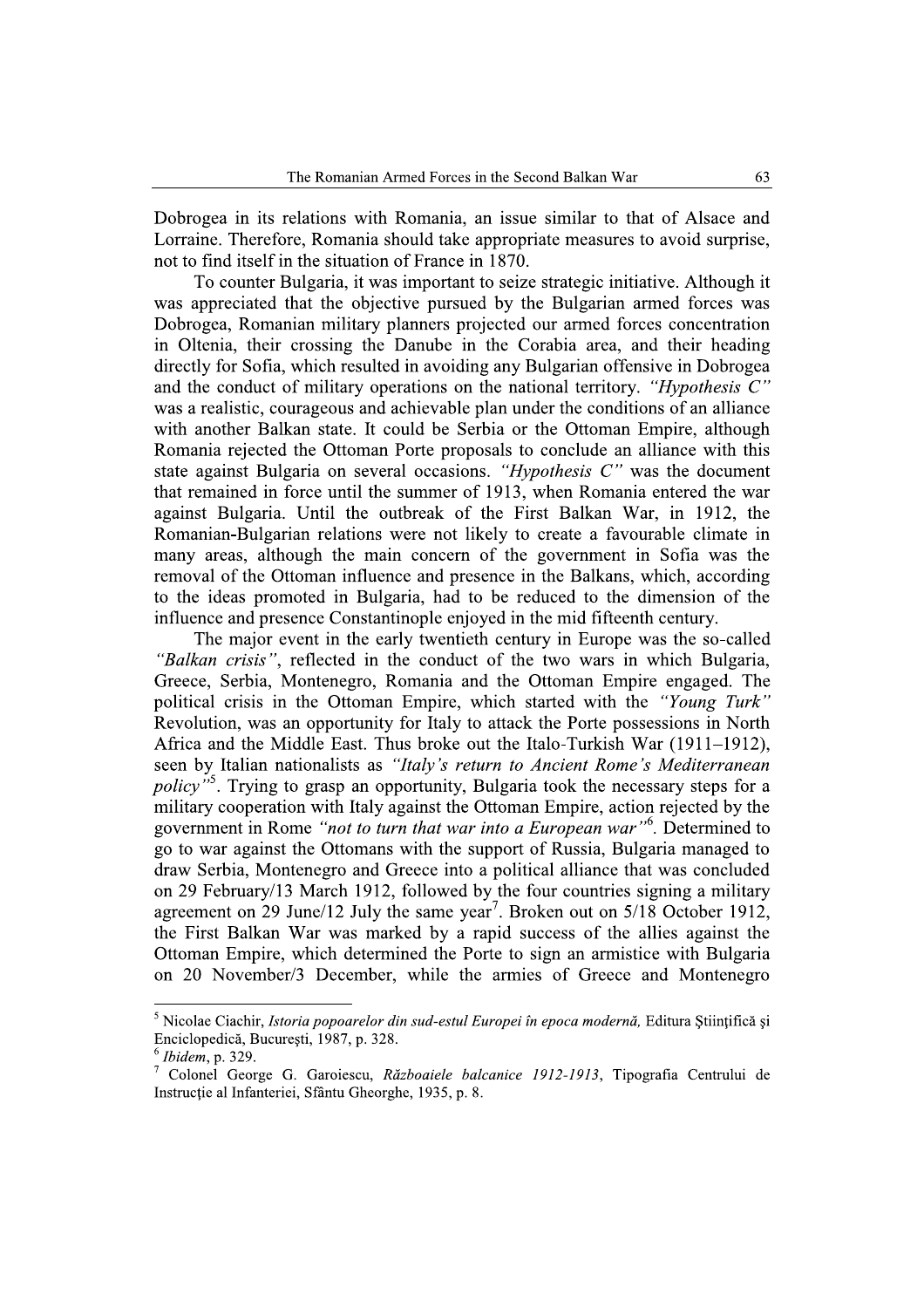Dobrogea in its relations with Romania, an issue similar to that of Alsace and Lorraine. Therefore, Romania should take appropriate measures to avoid surprise, not to find itself in the situation of France in 1870.

To counter Bulgaria, it was important to seize strategic initiative. Although it was appreciated that the objective pursued by the Bulgarian armed forces was Dobrogea, Romanian military planners projected our armed forces concentration in Oltenia, their crossing the Danube in the Corabia area, and their heading directly for Sofia, which resulted in avoiding any Bulgarian offensive in Dobrogea and the conduct of military operations on the national territory. *"Hypothesis C"* was a realistic, courageous and achievable plan under the conditions of an alliance with another Balkan state. It could be Serbia or the Ottoman Empire, although Romania rejected the Ottoman Porte proposals to conclude an alliance with this state against Bulgaria on several occasions. *"Hypothesis C"* was the document that remained in force until the summer of 1913, when Romania entered the war against Bulgaria. Until the outbreak of the First Balkan War, in 1912, the Romanian-Bulgarian relations were not likely to create a favourable climate in many areas, although the main concern of the government in Sofia was the removal of the Ottoman influence and presence in the Balkans, which, according to the ideas promoted in Bulgaria, had to be reduced to the dimension of the influence and presence Constantinople enjoyed in the mid fifteenth century.

The major event in the early twentieth century in Europe was the so-called *"Balkan crisis"*, reflected in the conduct of the two wars in which Bulgaria, Greece, Serbia, Montenegro, Romania and the Ottoman Empire engaged. The political crisis in the Ottoman Empire, which started with the *"Young Turk"* Revolution, was an opportunity for Italy to attack the Porte possessions in North Africa and the Middle East. Thus broke out the Italo-Turkish War (1911–1912), seen by Italian nationalists as *"Italy's return to Ancient Rome's Mediterranean policy"*[5]. Trying to grasp an opportunity, Bulgaria took the necessary steps for a military cooperation with Italy against the Ottoman Empire, action rejected by the government in Rome *"not to turn that war into a European war"*[6]. Determined to go to war against the Ottomans with the support of Russia, Bulgaria managed to draw Serbia, Montenegro and Greece into a political alliance that was concluded on 29 February/13 March 1912, followed by the four countries signing a military agreement on 29 June/12 July the same year[7]. Broken out on 5/18 October 1912, the First Balkan War was marked by a rapid success of the allies against the Ottoman Empire, which determined the Porte to sign an armistice with Bulgaria on 20 November/3 December, while the armies of Greece and Montenegro

---

[5] Nicolae Ciachir, *Istoria popoarelor din sud-estul Europei în epoca modernă,* Editura Ştiinţifică şi Enciclopedică, Bucureşti, 1987, p. 328.

[6] *Ibidem*, p. 329.

[7] Colonel George G. Garoiescu, *Războaiele balcanice 1912-1913*, Tipografia Centrului de Instrucţie al Infanteriei, Sfântu Gheorghe, 1935, p. 8.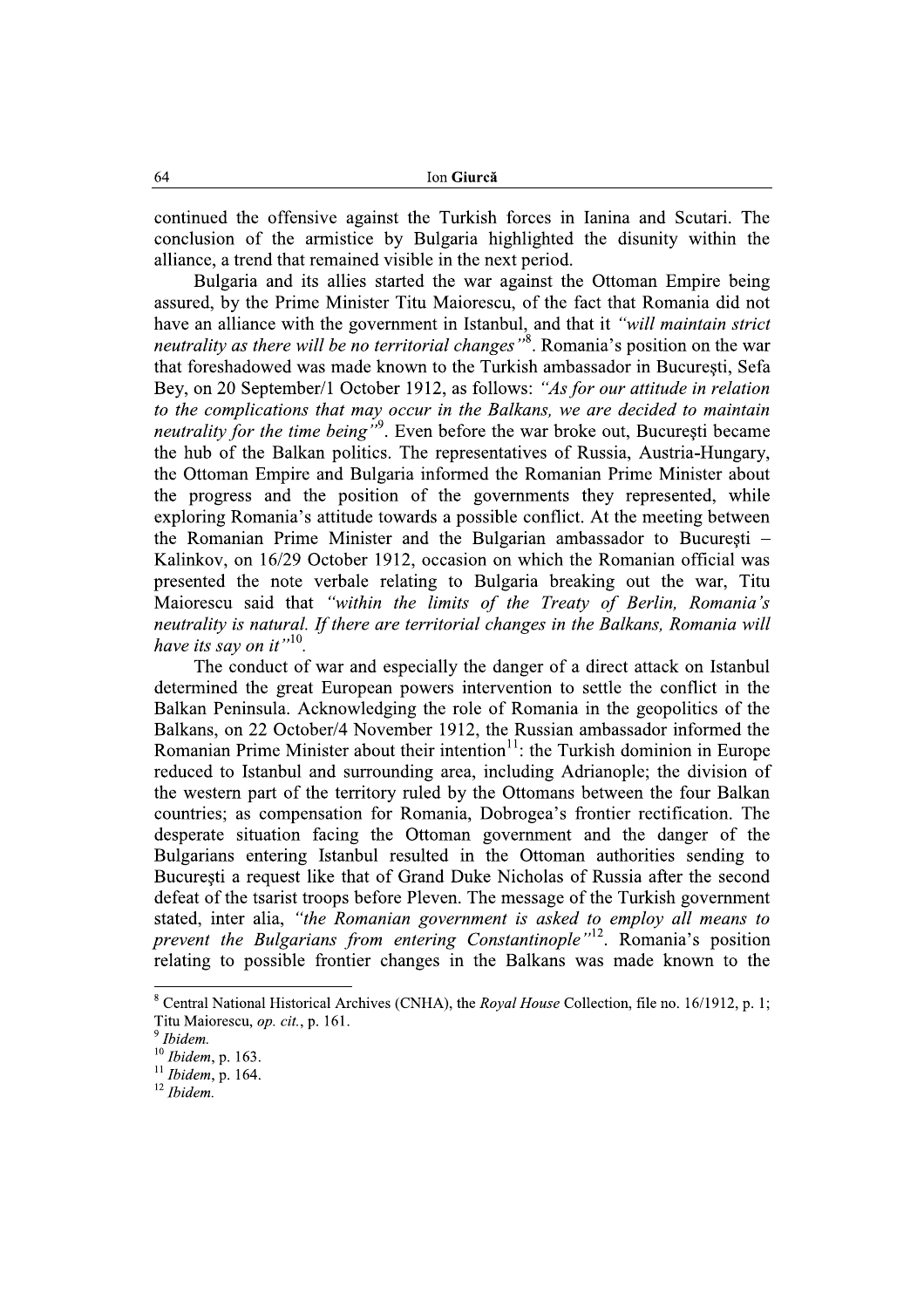continued the offensive against the Turkish forces in Ianina and Scutari. The conclusion of the armistice by Bulgaria highlighted the disunity within the alliance, a trend that remained visible in the next period.

Bulgaria and its allies started the war against the Ottoman Empire being assured, by the Prime Minister Titu Maiorescu, of the fact that Romania did not have an alliance with the government in Istanbul, and that it *"will maintain strict neutrality as there will be no territorial changes"*[8]. Romania's position on the war that foreshadowed was made known to the Turkish ambassador in Bucureşti, Sefa Bey, on 20 September/1 October 1912, as follows: *"As for our attitude in relation to the complications that may occur in the Balkans, we are decided to maintain neutrality for the time being"*[9]. Even before the war broke out, Bucureşti became the hub of the Balkan politics. The representatives of Russia, Austria-Hungary, the Ottoman Empire and Bulgaria informed the Romanian Prime Minister about the progress and the position of the governments they represented, while exploring Romania's attitude towards a possible conflict. At the meeting between the Romanian Prime Minister and the Bulgarian ambassador to Bucureşti – Kalinkov, on 16/29 October 1912, occasion on which the Romanian official was presented the note verbale relating to Bulgaria breaking out the war, Titu Maiorescu said that *"within the limits of the Treaty of Berlin, Romania's neutrality is natural. If there are territorial changes in the Balkans, Romania will have its say on it"*[10].

The conduct of war and especially the danger of a direct attack on Istanbul determined the great European powers intervention to settle the conflict in the Balkan Peninsula. Acknowledging the role of Romania in the geopolitics of the Balkans, on 22 October/4 November 1912, the Russian ambassador informed the Romanian Prime Minister about their intention[11]: the Turkish dominion in Europe reduced to Istanbul and surrounding area, including Adrianople; the division of the western part of the territory ruled by the Ottomans between the four Balkan countries; as compensation for Romania, Dobrogea's frontier rectification. The desperate situation facing the Ottoman government and the danger of the Bulgarians entering Istanbul resulted in the Ottoman authorities sending to Bucureşti a request like that of Grand Duke Nicholas of Russia after the second defeat of the tsarist troops before Pleven. The message of the Turkish government stated, inter alia, *"the Romanian government is asked to employ all means to prevent the Bulgarians from entering Constantinople"*[12]. Romania's position relating to possible frontier changes in the Balkans was made known to the

---

[8] Central National Historical Archives (CNHA), the *Royal House* Collection, file no. 16/1912, p. 1; Titu Maiorescu, *op. cit.*, p. 161.

[9] *Ibidem.*

[10] *Ibidem*, p. 163.

[11] *Ibidem*, p. 164.

[12] *Ibidem.*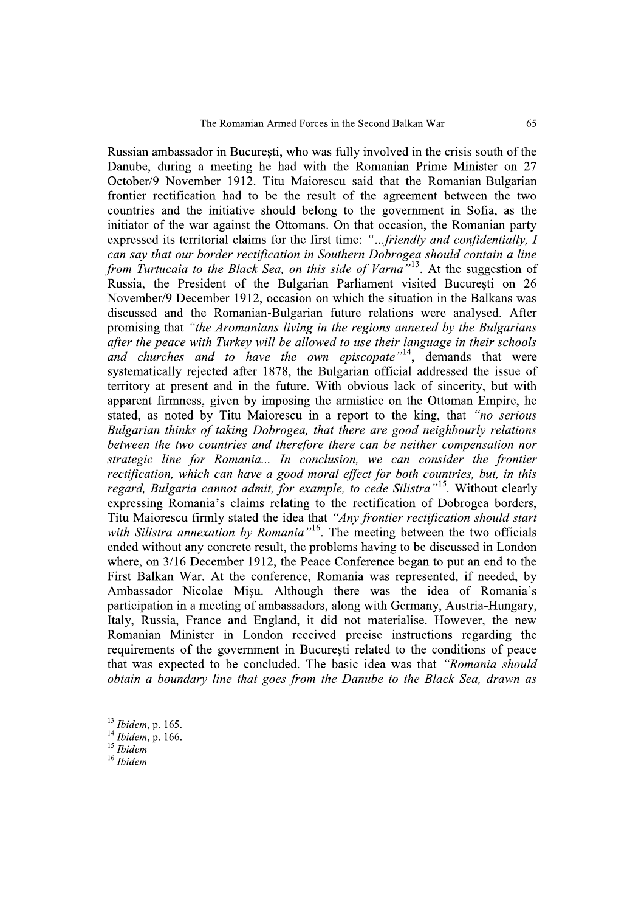Russian ambassador in București, who was fully involved in the crisis south of the Danube, during a meeting he had with the Romanian Prime Minister on 27 October/9 November 1912. Titu Maiorescu said that the Romanian-Bulgarian frontier rectification had to be the result of the agreement between the two countries and the initiative should belong to the government in Sofia, as the initiator of the war against the Ottomans. On that occasion, the Romanian party expressed its territorial claims for the first time: *"...friendly and confidentially, I can say that our border rectification in Southern Dobrogea should contain a line from Turtucaia to the Black Sea, on this side of Varna"*[13]. At the suggestion of Russia, the President of the Bulgarian Parliament visited București on 26 November/9 December 1912, occasion on which the situation in the Balkans was discussed and the Romanian-Bulgarian future relations were analysed. After promising that *"the Aromanians living in the regions annexed by the Bulgarians after the peace with Turkey will be allowed to use their language in their schools and churches and to have the own episcopate"*[14], demands that were systematically rejected after 1878, the Bulgarian official addressed the issue of territory at present and in the future. With obvious lack of sincerity, but with apparent firmness, given by imposing the armistice on the Ottoman Empire, he stated, as noted by Titu Maiorescu in a report to the king, that *"no serious Bulgarian thinks of taking Dobrogea, that there are good neighbourly relations between the two countries and therefore there can be neither compensation nor strategic line for Romania... In conclusion, we can consider the frontier rectification, which can have a good moral effect for both countries, but, in this regard, Bulgaria cannot admit, for example, to cede Silistra"*[15]. Without clearly expressing Romania's claims relating to the rectification of Dobrogea borders, Titu Maiorescu firmly stated the idea that *"Any frontier rectification should start with Silistra annexation by Romania"*[16]. The meeting between the two officials ended without any concrete result, the problems having to be discussed in London where, on 3/16 December 1912, the Peace Conference began to put an end to the First Balkan War. At the conference, Romania was represented, if needed, by Ambassador Nicolae Mişu. Although there was the idea of Romania's participation in a meeting of ambassadors, along with Germany, Austria-Hungary, Italy, Russia, France and England, it did not materialise. However, the new Romanian Minister in London received precise instructions regarding the requirements of the government in București related to the conditions of peace that was expected to be concluded. The basic idea was that *"Romania should obtain a boundary line that goes from the Danube to the Black Sea, drawn as*

---

[13] *Ibidem*, p. 165.
[14] *Ibidem*, p. 166.
[15] *Ibidem*
[16] *Ibidem*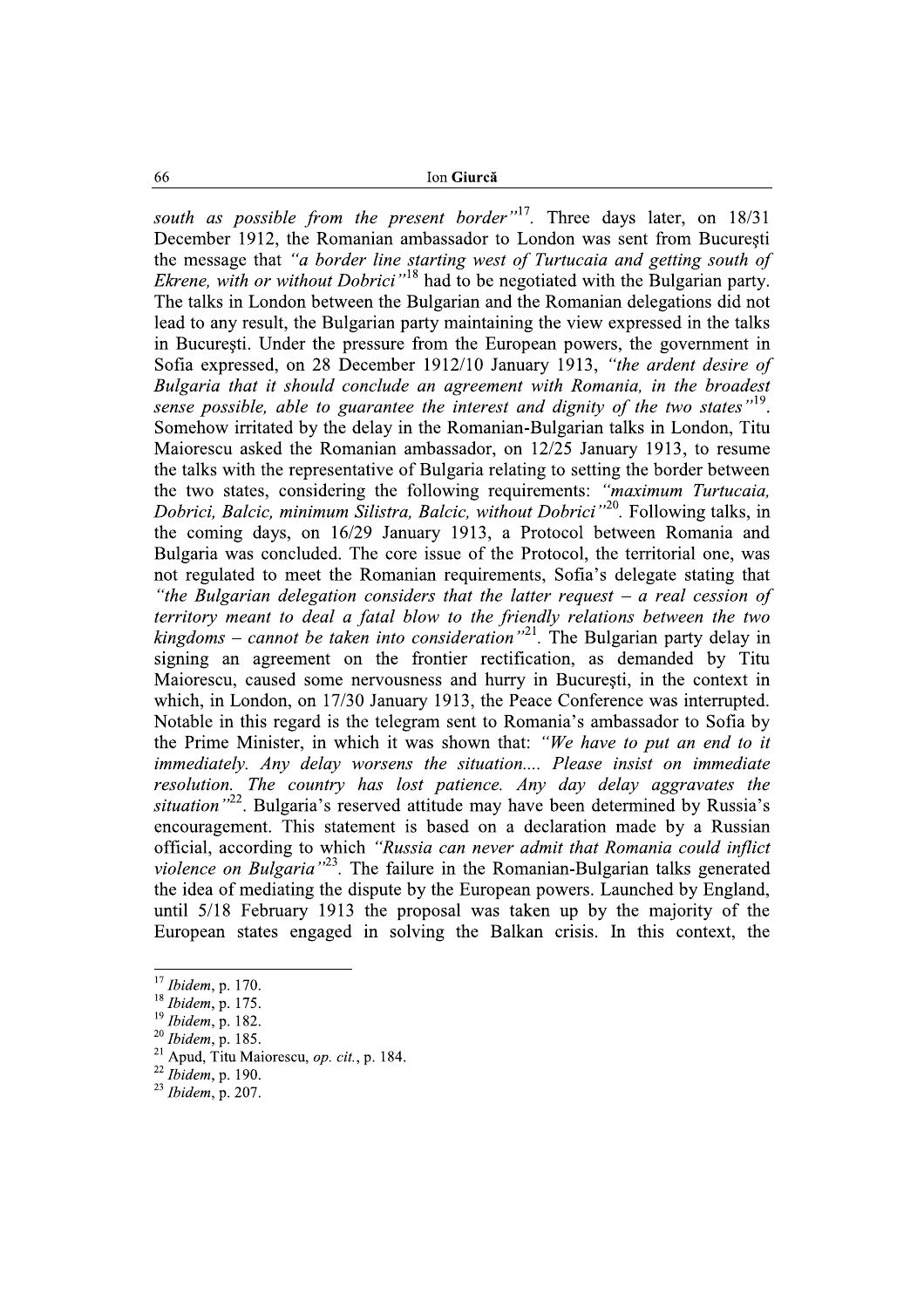*south as possible from the present border"*[17]. Three days later, on 18/31 December 1912, the Romanian ambassador to London was sent from Bucureşti the message that *"a border line starting west of Turtucaia and getting south of Ekrene, with or without Dobrici"*[18] had to be negotiated with the Bulgarian party. The talks in London between the Bulgarian and the Romanian delegations did not lead to any result, the Bulgarian party maintaining the view expressed in the talks in Bucureşti. Under the pressure from the European powers, the government in Sofia expressed, on 28 December 1912/10 January 1913, *"the ardent desire of Bulgaria that it should conclude an agreement with Romania, in the broadest sense possible, able to guarantee the interest and dignity of the two states"*[19]. Somehow irritated by the delay in the Romanian-Bulgarian talks in London, Titu Maiorescu asked the Romanian ambassador, on 12/25 January 1913, to resume the talks with the representative of Bulgaria relating to setting the border between the two states, considering the following requirements: *"maximum Turtucaia, Dobrici, Balcic, minimum Silistra, Balcic, without Dobrici"*[20]. Following talks, in the coming days, on 16/29 January 1913, a Protocol between Romania and Bulgaria was concluded. The core issue of the Protocol, the territorial one, was not regulated to meet the Romanian requirements, Sofia's delegate stating that *"the Bulgarian delegation considers that the latter request – a real cession of territory meant to deal a fatal blow to the friendly relations between the two kingdoms – cannot be taken into consideration"*[21]. The Bulgarian party delay in signing an agreement on the frontier rectification, as demanded by Titu Maiorescu, caused some nervousness and hurry in Bucureşti, in the context in which, in London, on 17/30 January 1913, the Peace Conference was interrupted. Notable in this regard is the telegram sent to Romania's ambassador to Sofia by the Prime Minister, in which it was shown that: *"We have to put an end to it immediately. Any delay worsens the situation.... Please insist on immediate resolution. The country has lost patience. Any day delay aggravates the situation"*[22]. Bulgaria's reserved attitude may have been determined by Russia's encouragement. This statement is based on a declaration made by a Russian official, according to which *"Russia can never admit that Romania could inflict violence on Bulgaria"*[23]. The failure in the Romanian-Bulgarian talks generated the idea of mediating the dispute by the European powers. Launched by England, until 5/18 February 1913 the proposal was taken up by the majority of the European states engaged in solving the Balkan crisis. In this context, the

---

[17] *Ibidem*, p. 170.
[18] *Ibidem*, p. 175.
[19] *Ibidem*, p. 182.
[20] *Ibidem*, p. 185.
[21] Apud, Titu Maiorescu, *op. cit.*, p. 184.
[22] *Ibidem*, p. 190.
[23] *Ibidem*, p. 207.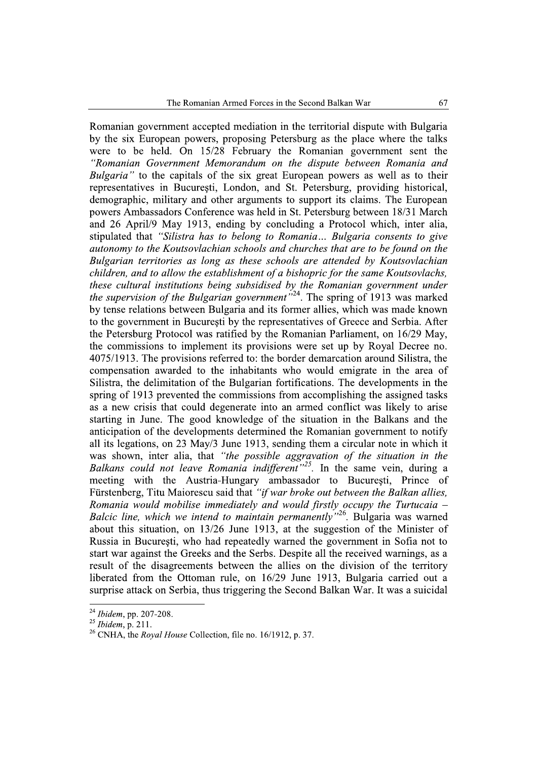Romanian government accepted mediation in the territorial dispute with Bulgaria by the six European powers, proposing Petersburg as the place where the talks were to be held. On 15/28 February the Romanian government sent the *"Romanian Government Memorandum on the dispute between Romania and Bulgaria"* to the capitals of the six great European powers as well as to their representatives in Bucureşti, London, and St. Petersburg, providing historical, demographic, military and other arguments to support its claims. The European powers Ambassadors Conference was held in St. Petersburg between 18/31 March and 26 April/9 May 1913, ending by concluding a Protocol which, inter alia, stipulated that *"Silistra has to belong to Romania… Bulgaria consents to give autonomy to the Koutsovlachian schools and churches that are to be found on the Bulgarian territories as long as these schools are attended by Koutsovlachian children, and to allow the establishment of a bishopric for the same Koutsovlachs, these cultural institutions being subsidised by the Romanian government under the supervision of the Bulgarian government"*[24]. The spring of 1913 was marked by tense relations between Bulgaria and its former allies, which was made known to the government in Bucureşti by the representatives of Greece and Serbia. After the Petersburg Protocol was ratified by the Romanian Parliament, on 16/29 May, the commissions to implement its provisions were set up by Royal Decree no. 4075/1913. The provisions referred to: the border demarcation around Silistra, the compensation awarded to the inhabitants who would emigrate in the area of Silistra, the delimitation of the Bulgarian fortifications. The developments in the spring of 1913 prevented the commissions from accomplishing the assigned tasks as a new crisis that could degenerate into an armed conflict was likely to arise starting in June. The good knowledge of the situation in the Balkans and the anticipation of the developments determined the Romanian government to notify all its legations, on 23 May/3 June 1913, sending them a circular note in which it was shown, inter alia, that *"the possible aggravation of the situation in the Balkans could not leave Romania indifferent"*[25]. In the same vein, during a meeting with the Austria-Hungary ambassador to Bucureşti, Prince of Fürstenberg, Titu Maiorescu said that *"if war broke out between the Balkan allies, Romania would mobilise immediately and would firstly occupy the Turtucaia – Balcic line, which we intend to maintain permanently"*[26]. Bulgaria was warned about this situation, on 13/26 June 1913, at the suggestion of the Minister of Russia in Bucureşti, who had repeatedly warned the government in Sofia not to start war against the Greeks and the Serbs. Despite all the received warnings, as a result of the disagreements between the allies on the division of the territory liberated from the Ottoman rule, on 16/29 June 1913, Bulgaria carried out a surprise attack on Serbia, thus triggering the Second Balkan War. It was a suicidal

---

[24] *Ibidem*, pp. 207-208.

[25] *Ibidem*, p. 211.

[26] CNHA, the *Royal House* Collection, file no. 16/1912, p. 37.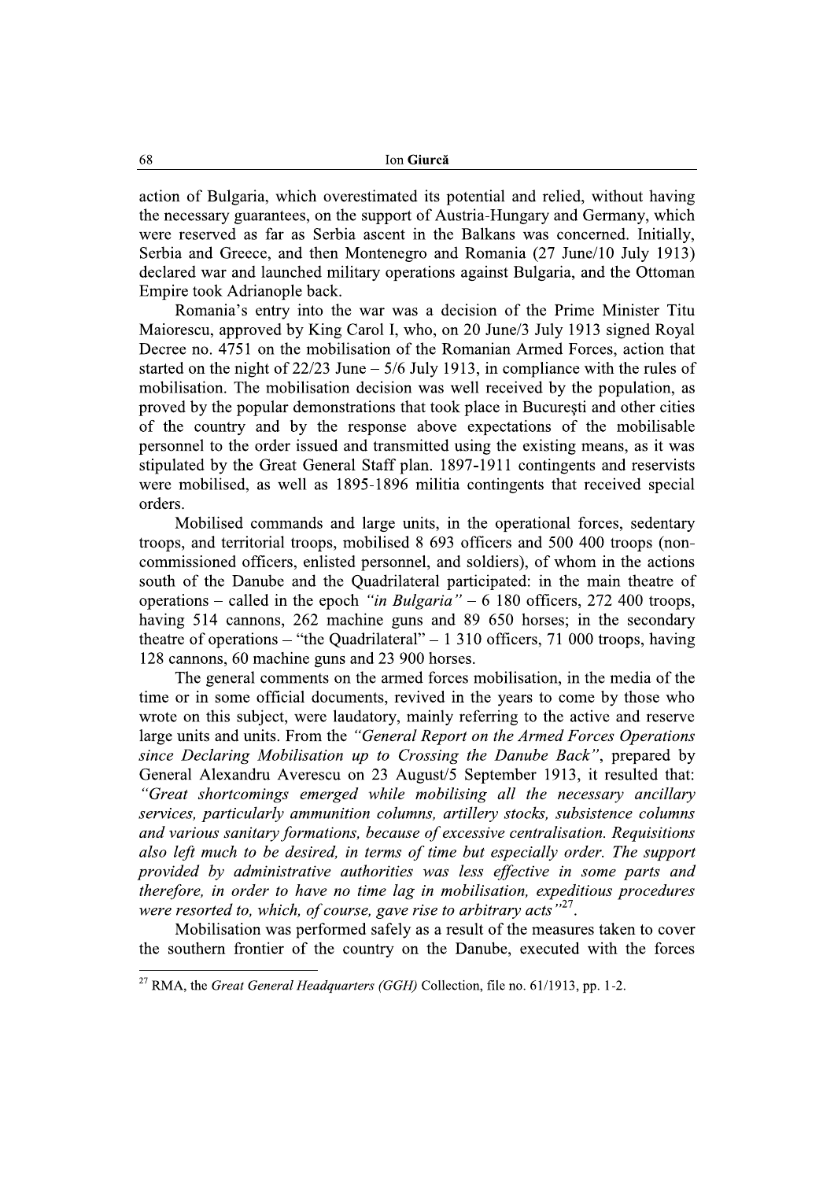action of Bulgaria, which overestimated its potential and relied, without having the necessary guarantees, on the support of Austria-Hungary and Germany, which were reserved as far as Serbia ascent in the Balkans was concerned. Initially, Serbia and Greece, and then Montenegro and Romania (27 June/10 July 1913) declared war and launched military operations against Bulgaria, and the Ottoman Empire took Adrianople back.

Romania's entry into the war was a decision of the Prime Minister Titu Maiorescu, approved by King Carol I, who, on 20 June/3 July 1913 signed Royal Decree no. 4751 on the mobilisation of the Romanian Armed Forces, action that started on the night of 22/23 June – 5/6 July 1913, in compliance with the rules of mobilisation. The mobilisation decision was well received by the population, as proved by the popular demonstrations that took place in București and other cities of the country and by the response above expectations of the mobilisable personnel to the order issued and transmitted using the existing means, as it was stipulated by the Great General Staff plan. 1897-1911 contingents and reservists were mobilised, as well as 1895-1896 militia contingents that received special orders.

Mobilised commands and large units, in the operational forces, sedentary troops, and territorial troops, mobilised 8 693 officers and 500 400 troops (non-commissioned officers, enlisted personnel, and soldiers), of whom in the actions south of the Danube and the Quadrilateral participated: in the main theatre of operations – called in the epoch *"in Bulgaria"* – 6 180 officers, 272 400 troops, having 514 cannons, 262 machine guns and 89 650 horses; in the secondary theatre of operations – "the Quadrilateral" – 1 310 officers, 71 000 troops, having 128 cannons, 60 machine guns and 23 900 horses.

The general comments on the armed forces mobilisation, in the media of the time or in some official documents, revived in the years to come by those who wrote on this subject, were laudatory, mainly referring to the active and reserve large units and units. From the *"General Report on the Armed Forces Operations since Declaring Mobilisation up to Crossing the Danube Back"*, prepared by General Alexandru Averescu on 23 August/5 September 1913, it resulted that: *"Great shortcomings emerged while mobilising all the necessary ancillary services, particularly ammunition columns, artillery stocks, subsistence columns and various sanitary formations, because of excessive centralisation. Requisitions also left much to be desired, in terms of time but especially order. The support provided by administrative authorities was less effective in some parts and therefore, in order to have no time lag in mobilisation, expeditious procedures were resorted to, which, of course, gave rise to arbitrary acts"*[27].

Mobilisation was performed safely as a result of the measures taken to cover the southern frontier of the country on the Danube, executed with the forces

---

[27] RMA, the *Great General Headquarters (GGH)* Collection, file no. 61/1913, pp. 1-2.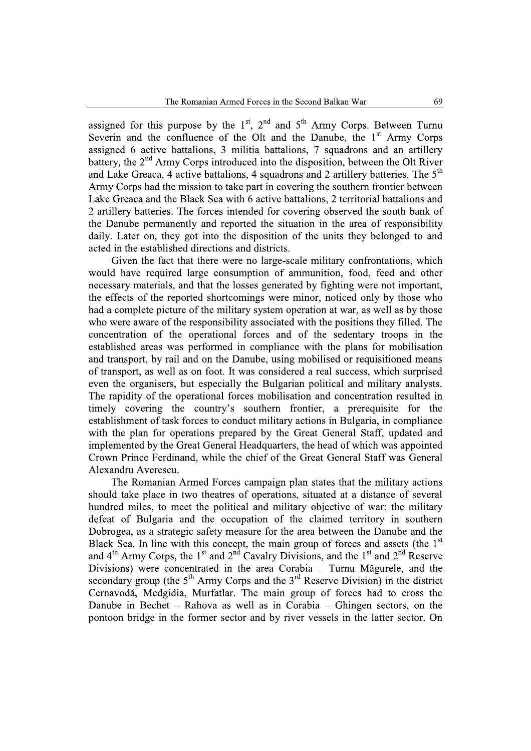assigned for this purpose by the 1st, 2nd and 5th Army Corps. Between Turnu Severin and the confluence of the Olt and the Danube, the 1st Army Corps assigned 6 active battalions, 3 militia battalions, 7 squadrons and an artillery battery, the 2nd Army Corps introduced into the disposition, between the Olt River and Lake Greaca, 4 active battalions, 4 squadrons and 2 artillery batteries. The 5th Army Corps had the mission to take part in covering the southern frontier between Lake Greaca and the Black Sea with 6 active battalions, 2 territorial battalions and 2 artillery batteries. The forces intended for covering observed the south bank of the Danube permanently and reported the situation in the area of responsibility daily. Later on, they got into the disposition of the units they belonged to and acted in the established directions and districts.

Given the fact that there were no large-scale military confrontations, which would have required large consumption of ammunition, food, feed and other necessary materials, and that the losses generated by fighting were not important, the effects of the reported shortcomings were minor, noticed only by those who had a complete picture of the military system operation at war, as well as by those who were aware of the responsibility associated with the positions they filled. The concentration of the operational forces and of the sedentary troops in the established areas was performed in compliance with the plans for mobilisation and transport, by rail and on the Danube, using mobilised or requisitioned means of transport, as well as on foot. It was considered a real success, which surprised even the organisers, but especially the Bulgarian political and military analysts. The rapidity of the operational forces mobilisation and concentration resulted in timely covering the country's southern frontier, a prerequisite for the establishment of task forces to conduct military actions in Bulgaria, in compliance with the plan for operations prepared by the Great General Staff, updated and implemented by the Great General Headquarters, the head of which was appointed Crown Prince Ferdinand, while the chief of the Great General Staff was General Alexandru Averescu.

The Romanian Armed Forces campaign plan states that the military actions should take place in two theatres of operations, situated at a distance of several hundred miles, to meet the political and military objective of war: the military defeat of Bulgaria and the occupation of the claimed territory in southern Dobrogea, as a strategic safety measure for the area between the Danube and the Black Sea. In line with this concept, the main group of forces and assets (the 1st and 4th Army Corps, the 1st and 2nd Cavalry Divisions, and the 1st and 2nd Reserve Divisions) were concentrated in the area Corabia – Turnu Măgurele, and the secondary group (the 5th Army Corps and the 3rd Reserve Division) in the district Cernavodă, Medgidia, Murfatlar. The main group of forces had to cross the Danube in Bechet – Rahova as well as in Corabia – Ghingen sectors, on the pontoon bridge in the former sector and by river vessels in the latter sector. On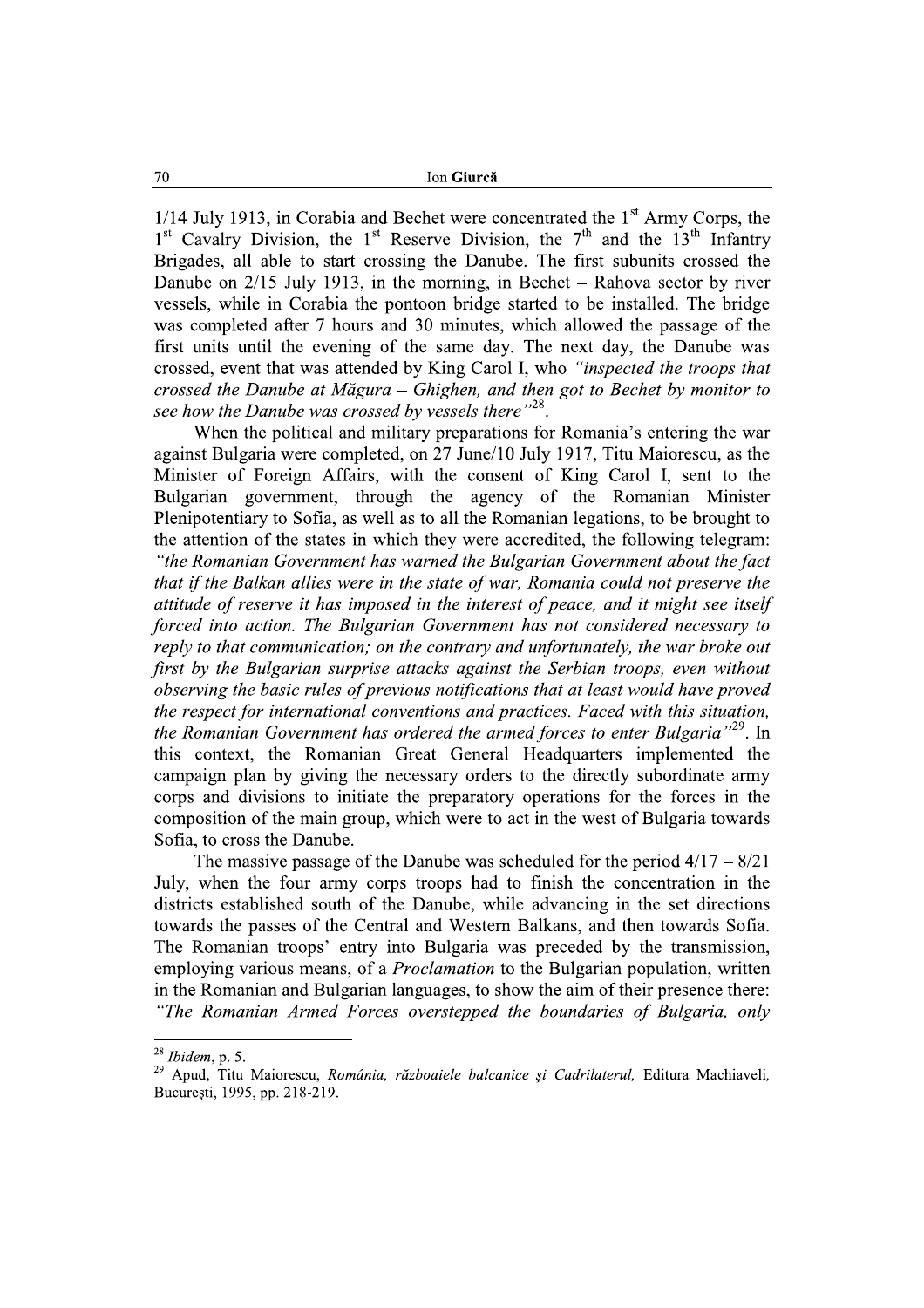1/14 July 1913, in Corabia and Bechet were concentrated the 1st Army Corps, the 1st Cavalry Division, the 1st Reserve Division, the 7th and the 13th Infantry Brigades, all able to start crossing the Danube. The first subunits crossed the Danube on 2/15 July 1913, in the morning, in Bechet – Rahova sector by river vessels, while in Corabia the pontoon bridge started to be installed. The bridge was completed after 7 hours and 30 minutes, which allowed the passage of the first units until the evening of the same day. The next day, the Danube was crossed, event that was attended by King Carol I, who *"inspected the troops that crossed the Danube at Măgura – Ghighen, and then got to Bechet by monitor to see how the Danube was crossed by vessels there"*[28].

When the political and military preparations for Romania's entering the war against Bulgaria were completed, on 27 June/10 July 1917, Titu Maiorescu, as the Minister of Foreign Affairs, with the consent of King Carol I, sent to the Bulgarian government, through the agency of the Romanian Minister Plenipotentiary to Sofia, as well as to all the Romanian legations, to be brought to the attention of the states in which they were accredited, the following telegram: *"the Romanian Government has warned the Bulgarian Government about the fact that if the Balkan allies were in the state of war, Romania could not preserve the attitude of reserve it has imposed in the interest of peace, and it might see itself forced into action. The Bulgarian Government has not considered necessary to reply to that communication; on the contrary and unfortunately, the war broke out first by the Bulgarian surprise attacks against the Serbian troops, even without observing the basic rules of previous notifications that at least would have proved the respect for international conventions and practices. Faced with this situation, the Romanian Government has ordered the armed forces to enter Bulgaria"*[29]. In this context, the Romanian Great General Headquarters implemented the campaign plan by giving the necessary orders to the directly subordinate army corps and divisions to initiate the preparatory operations for the forces in the composition of the main group, which were to act in the west of Bulgaria towards Sofia, to cross the Danube.

The massive passage of the Danube was scheduled for the period 4/17 – 8/21 July, when the four army corps troops had to finish the concentration in the districts established south of the Danube, while advancing in the set directions towards the passes of the Central and Western Balkans, and then towards Sofia. The Romanian troops' entry into Bulgaria was preceded by the transmission, employing various means, of a *Proclamation* to the Bulgarian population, written in the Romanian and Bulgarian languages, to show the aim of their presence there: *"The Romanian Armed Forces overstepped the boundaries of Bulgaria, only*

---

[28] *Ibidem*, p. 5.

[29] Apud, Titu Maiorescu, *România, războaiele balcanice şi Cadrilaterul,* Editura Machiaveli, Bucureşti, 1995, pp. 218-219.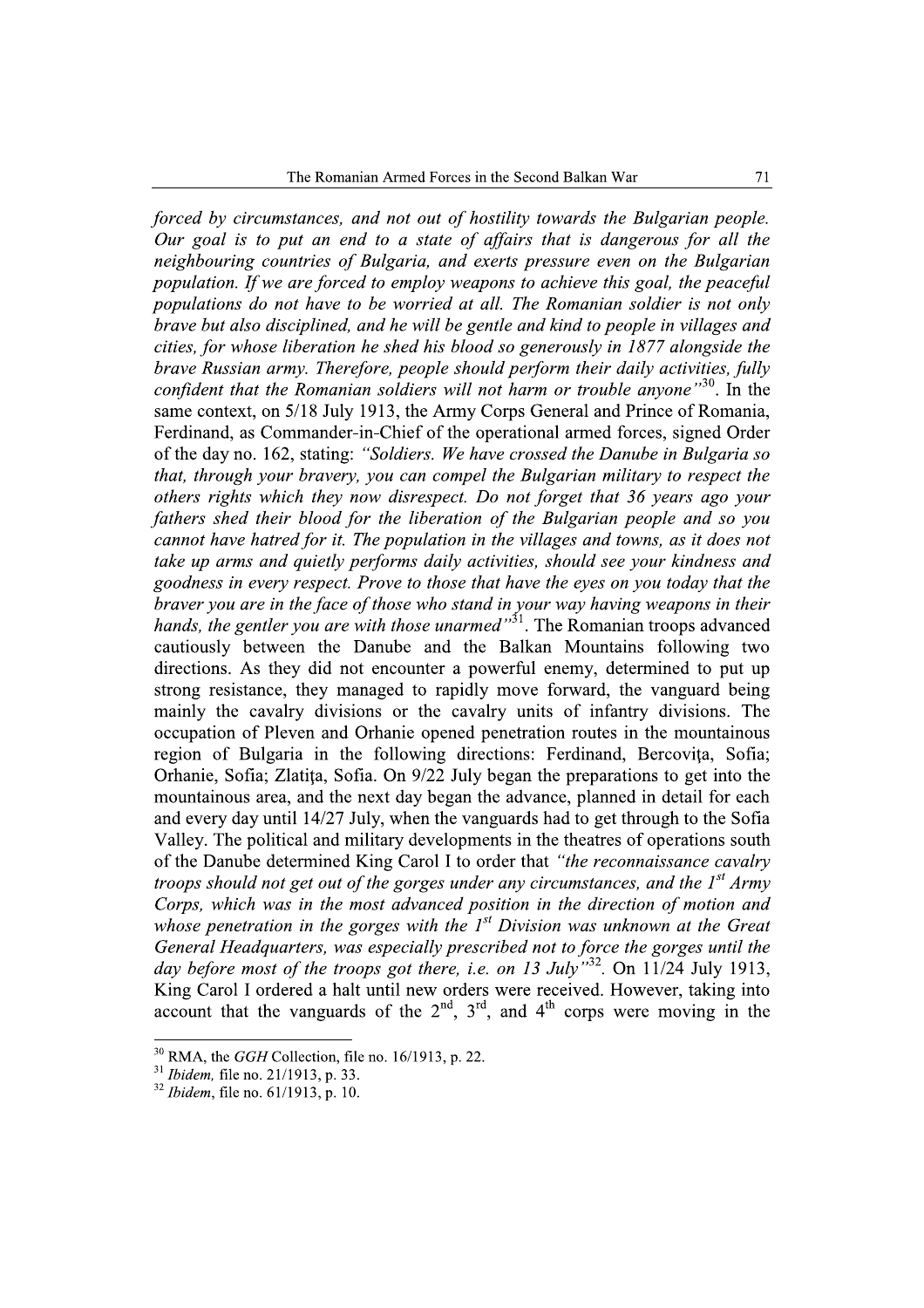*forced by circumstances, and not out of hostility towards the Bulgarian people. Our goal is to put an end to a state of affairs that is dangerous for all the neighbouring countries of Bulgaria, and exerts pressure even on the Bulgarian population. If we are forced to employ weapons to achieve this goal, the peaceful populations do not have to be worried at all. The Romanian soldier is not only brave but also disciplined, and he will be gentle and kind to people in villages and cities, for whose liberation he shed his blood so generously in 1877 alongside the brave Russian army. Therefore, people should perform their daily activities, fully confident that the Romanian soldiers will not harm or trouble anyone"*[30]. In the same context, on 5/18 July 1913, the Army Corps General and Prince of Romania, Ferdinand, as Commander-in-Chief of the operational armed forces, signed Order of the day no. 162, stating: *"Soldiers. We have crossed the Danube in Bulgaria so that, through your bravery, you can compel the Bulgarian military to respect the others rights which they now disrespect. Do not forget that 36 years ago your fathers shed their blood for the liberation of the Bulgarian people and so you cannot have hatred for it. The population in the villages and towns, as it does not take up arms and quietly performs daily activities, should see your kindness and goodness in every respect. Prove to those that have the eyes on you today that the braver you are in the face of those who stand in your way having weapons in their hands, the gentler you are with those unarmed"*[31]. The Romanian troops advanced cautiously between the Danube and the Balkan Mountains following two directions. As they did not encounter a powerful enemy, determined to put up strong resistance, they managed to rapidly move forward, the vanguard being mainly the cavalry divisions or the cavalry units of infantry divisions. The occupation of Pleven and Orhanie opened penetration routes in the mountainous region of Bulgaria in the following directions: Ferdinand, Bercoviţa, Sofia; Orhanie, Sofia; Zlatiţa, Sofia. On 9/22 July began the preparations to get into the mountainous area, and the next day began the advance, planned in detail for each and every day until 14/27 July, when the vanguards had to get through to the Sofia Valley. The political and military developments in the theatres of operations south of the Danube determined King Carol I to order that *"the reconnaissance cavalry troops should not get out of the gorges under any circumstances, and the 1st Army Corps, which was in the most advanced position in the direction of motion and whose penetration in the gorges with the 1st Division was unknown at the Great General Headquarters, was especially prescribed not to force the gorges until the day before most of the troops got there, i.e. on 13 July"*[32]. On 11/24 July 1913, King Carol I ordered a halt until new orders were received. However, taking into account that the vanguards of the 2nd, 3rd, and 4th corps were moving in the

---

[30] RMA, the *GGH* Collection, file no. 16/1913, p. 22.

[31] *Ibidem*, file no. 21/1913, p. 33.

[32] *Ibidem*, file no. 61/1913, p. 10.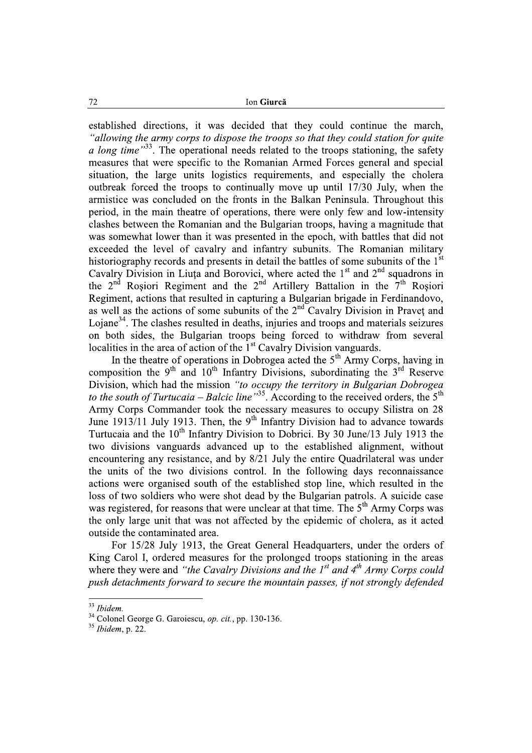established directions, it was decided that they could continue the march, *"allowing the army corps to dispose the troops so that they could station for quite a long time"*[33]. The operational needs related to the troops stationing, the safety measures that were specific to the Romanian Armed Forces general and special situation, the large units logistics requirements, and especially the cholera outbreak forced the troops to continually move up until 17/30 July, when the armistice was concluded on the fronts in the Balkan Peninsula. Throughout this period, in the main theatre of operations, there were only few and low-intensity clashes between the Romanian and the Bulgarian troops, having a magnitude that was somewhat lower than it was presented in the epoch, with battles that did not exceeded the level of cavalry and infantry subunits. The Romanian military historiography records and presents in detail the battles of some subunits of the 1st Cavalry Division in Liuţa and Borovici, where acted the 1st and 2nd squadrons in the 2nd Roşiori Regiment and the 2nd Artillery Battalion in the 7th Roşiori Regiment, actions that resulted in capturing a Bulgarian brigade in Ferdinandovo, as well as the actions of some subunits of the 2nd Cavalry Division in Praveţ and Lojane[34]. The clashes resulted in deaths, injuries and troops and materials seizures on both sides, the Bulgarian troops being forced to withdraw from several localities in the area of action of the 1st Cavalry Division vanguards.

In the theatre of operations in Dobrogea acted the 5th Army Corps, having in composition the 9th and 10th Infantry Divisions, subordinating the 3rd Reserve Division, which had the mission *"to occupy the territory in Bulgarian Dobrogea to the south of Turtucaia – Balcic line"*[35]. According to the received orders, the 5th Army Corps Commander took the necessary measures to occupy Silistra on 28 June 1913/11 July 1913. Then, the 9th Infantry Division had to advance towards Turtucaia and the 10th Infantry Division to Dobrici. By 30 June/13 July 1913 the two divisions vanguards advanced up to the established alignment, without encountering any resistance, and by 8/21 July the entire Quadrilateral was under the units of the two divisions control. In the following days reconnaissance actions were organised south of the established stop line, which resulted in the loss of two soldiers who were shot dead by the Bulgarian patrols. A suicide case was registered, for reasons that were unclear at that time. The 5th Army Corps was the only large unit that was not affected by the epidemic of cholera, as it acted outside the contaminated area.

For 15/28 July 1913, the Great General Headquarters, under the orders of King Carol I, ordered measures for the prolonged troops stationing in the areas where they were and *"the Cavalry Divisions and the 1st and 4th Army Corps could push detachments forward to secure the mountain passes, if not strongly defended*

---

[33] *Ibidem.*

[34] Colonel George G. Garoiescu, *op. cit.*, pp. 130-136.

[35] *Ibidem*, p. 22.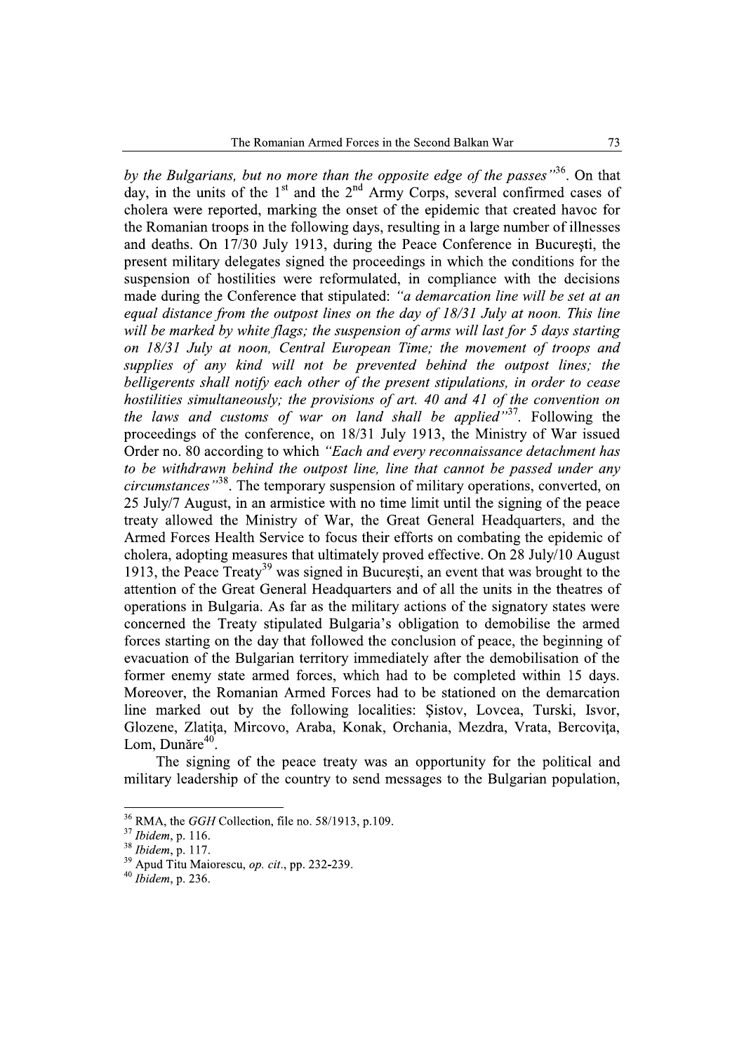*by the Bulgarians, but no more than the opposite edge of the passes"*[36]. On that day, in the units of the 1st and the 2nd Army Corps, several confirmed cases of cholera were reported, marking the onset of the epidemic that created havoc for the Romanian troops in the following days, resulting in a large number of illnesses and deaths. On 17/30 July 1913, during the Peace Conference in Bucureşti, the present military delegates signed the proceedings in which the conditions for the suspension of hostilities were reformulated, in compliance with the decisions made during the Conference that stipulated: *"a demarcation line will be set at an equal distance from the outpost lines on the day of 18/31 July at noon. This line will be marked by white flags; the suspension of arms will last for 5 days starting on 18/31 July at noon, Central European Time; the movement of troops and supplies of any kind will not be prevented behind the outpost lines; the belligerents shall notify each other of the present stipulations, in order to cease hostilities simultaneously; the provisions of art. 40 and 41 of the convention on the laws and customs of war on land shall be applied"*[37]. Following the proceedings of the conference, on 18/31 July 1913, the Ministry of War issued Order no. 80 according to which *"Each and every reconnaissance detachment has to be withdrawn behind the outpost line, line that cannot be passed under any circumstances"*[38]. The temporary suspension of military operations, converted, on 25 July/7 August, in an armistice with no time limit until the signing of the peace treaty allowed the Ministry of War, the Great General Headquarters, and the Armed Forces Health Service to focus their efforts on combating the epidemic of cholera, adopting measures that ultimately proved effective. On 28 July/10 August 1913, the Peace Treaty[39] was signed in Bucureşti, an event that was brought to the attention of the Great General Headquarters and of all the units in the theatres of operations in Bulgaria. As far as the military actions of the signatory states were concerned the Treaty stipulated Bulgaria's obligation to demobilise the armed forces starting on the day that followed the conclusion of peace, the beginning of evacuation of the Bulgarian territory immediately after the demobilisation of the former enemy state armed forces, which had to be completed within 15 days. Moreover, the Romanian Armed Forces had to be stationed on the demarcation line marked out by the following localities: Şistov, Lovcea, Turski, Isvor, Glozene, Zlatiţa, Mircovo, Araba, Konak, Orchania, Mezdra, Vrata, Bercoviţa, Lom, Dunăre[40].

The signing of the peace treaty was an opportunity for the political and military leadership of the country to send messages to the Bulgarian population,

---

[36] RMA, the *GGH* Collection, file no. 58/1913, p.109.

[37] *Ibidem*, p. 116.

[38] *Ibidem*, p. 117.

[39] Apud Titu Maiorescu, *op. cit.*, pp. 232-239.

[40] *Ibidem*, p. 236.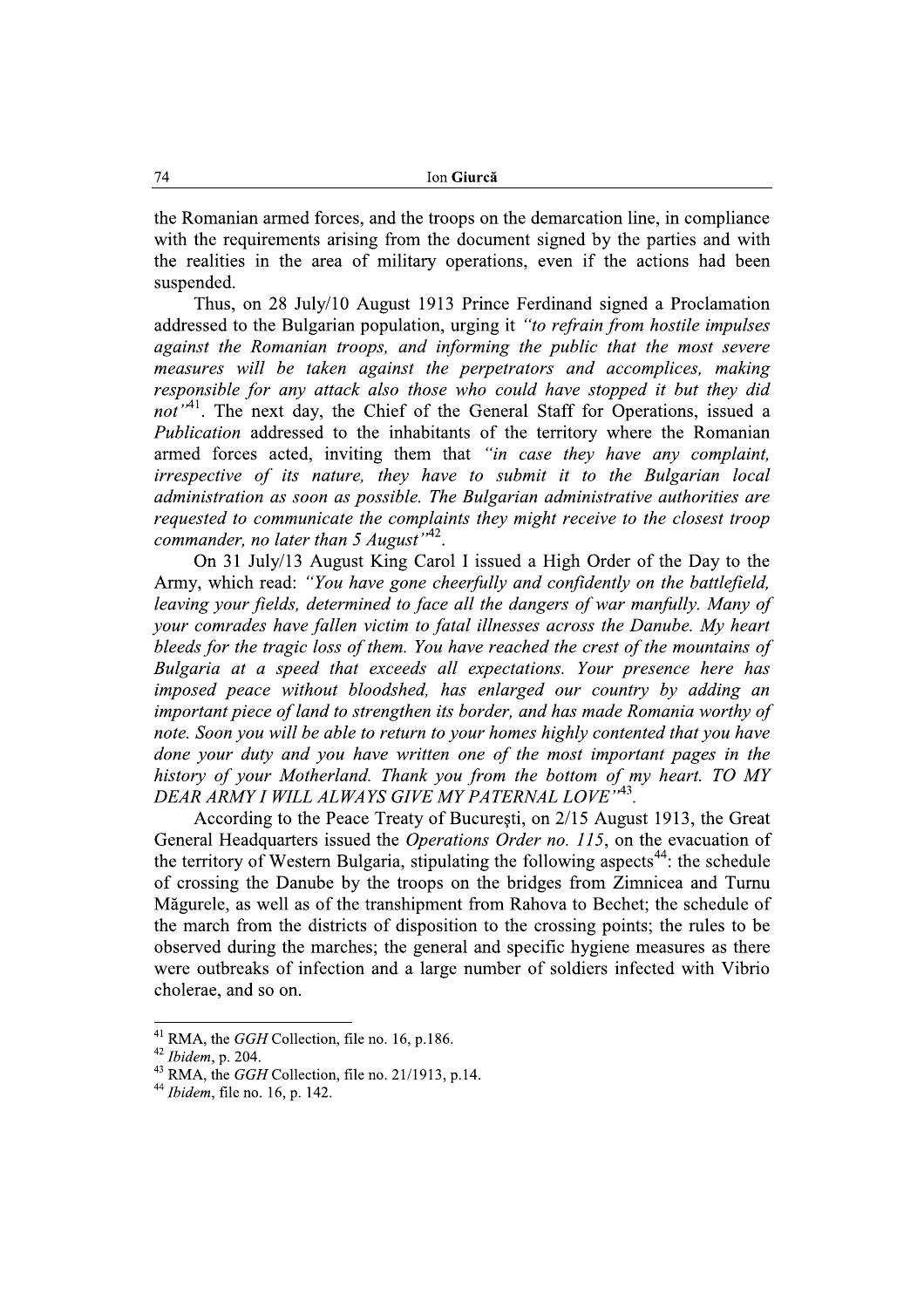the Romanian armed forces, and the troops on the demarcation line, in compliance with the requirements arising from the document signed by the parties and with the realities in the area of military operations, even if the actions had been suspended.

Thus, on 28 July/10 August 1913 Prince Ferdinand signed a Proclamation addressed to the Bulgarian population, urging it *"to refrain from hostile impulses against the Romanian troops, and informing the public that the most severe measures will be taken against the perpetrators and accomplices, making responsible for any attack also those who could have stopped it but they did not"*[41]. The next day, the Chief of the General Staff for Operations, issued a *Publication* addressed to the inhabitants of the territory where the Romanian armed forces acted, inviting them that *"in case they have any complaint, irrespective of its nature, they have to submit it to the Bulgarian local administration as soon as possible. The Bulgarian administrative authorities are requested to communicate the complaints they might receive to the closest troop commander, no later than 5 August"*[42].

On 31 July/13 August King Carol I issued a High Order of the Day to the Army, which read: *"You have gone cheerfully and confidently on the battlefield, leaving your fields, determined to face all the dangers of war manfully. Many of your comrades have fallen victim to fatal illnesses across the Danube. My heart bleeds for the tragic loss of them. You have reached the crest of the mountains of Bulgaria at a speed that exceeds all expectations. Your presence here has imposed peace without bloodshed, has enlarged our country by adding an important piece of land to strengthen its border, and has made Romania worthy of note. Soon you will be able to return to your homes highly contented that you have done your duty and you have written one of the most important pages in the history of your Motherland. Thank you from the bottom of my heart. TO MY DEAR ARMY I WILL ALWAYS GIVE MY PATERNAL LOVE"*[43].

According to the Peace Treaty of Bucureşti, on 2/15 August 1913, the Great General Headquarters issued the *Operations Order no. 115*, on the evacuation of the territory of Western Bulgaria, stipulating the following aspects[44]: the schedule of crossing the Danube by the troops on the bridges from Zimnicea and Turnu Măgurele, as well as of the transhipment from Rahova to Bechet; the schedule of the march from the districts of disposition to the crossing points; the rules to be observed during the marches; the general and specific hygiene measures as there were outbreaks of infection and a large number of soldiers infected with Vibrio cholerae, and so on.

---

[41] RMA, the *GGH* Collection, file no. 16, p.186.

[42] *Ibidem*, p. 204.

[43] RMA, the *GGH* Collection, file no. 21/1913, p.14.

[44] *Ibidem*, file no. 16, p. 142.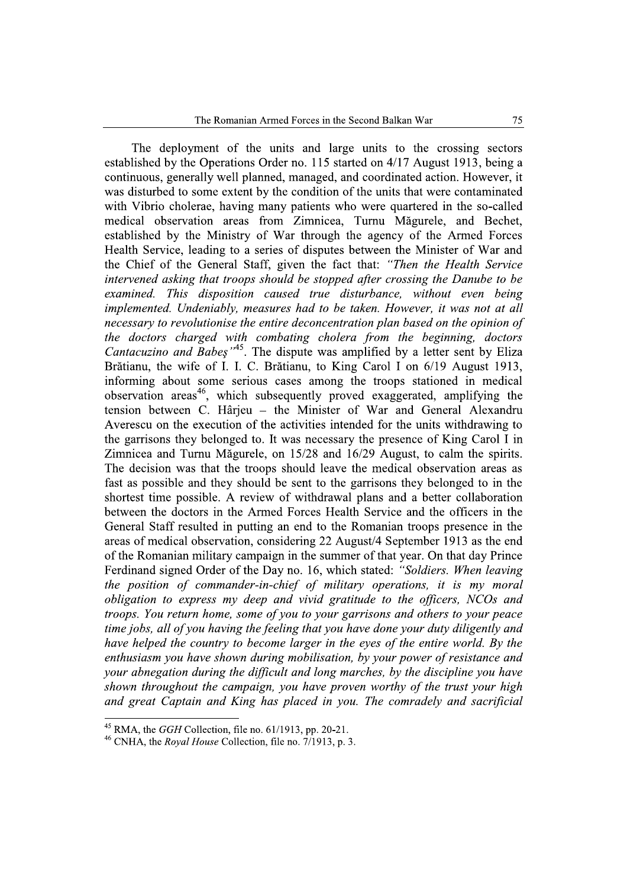The deployment of the units and large units to the crossing sectors established by the Operations Order no. 115 started on 4/17 August 1913, being a continuous, generally well planned, managed, and coordinated action. However, it was disturbed to some extent by the condition of the units that were contaminated with Vibrio cholerae, having many patients who were quartered in the so-called medical observation areas from Zimnicea, Turnu Măgurele, and Bechet, established by the Ministry of War through the agency of the Armed Forces Health Service, leading to a series of disputes between the Minister of War and the Chief of the General Staff, given the fact that: *"Then the Health Service intervened asking that troops should be stopped after crossing the Danube to be examined. This disposition caused true disturbance, without even being implemented. Undeniably, measures had to be taken. However, it was not at all necessary to revolutionise the entire deconcentration plan based on the opinion of the doctors charged with combating cholera from the beginning, doctors Cantacuzino and Babeş"*[45]. The dispute was amplified by a letter sent by Eliza Brătianu, the wife of I. I. C. Brătianu, to King Carol I on 6/19 August 1913, informing about some serious cases among the troops stationed in medical observation areas[46], which subsequently proved exaggerated, amplifying the tension between C. Hârjeu – the Minister of War and General Alexandru Averescu on the execution of the activities intended for the units withdrawing to the garrisons they belonged to. It was necessary the presence of King Carol I in Zimnicea and Turnu Măgurele, on 15/28 and 16/29 August, to calm the spirits. The decision was that the troops should leave the medical observation areas as fast as possible and they should be sent to the garrisons they belonged to in the shortest time possible. A review of withdrawal plans and a better collaboration between the doctors in the Armed Forces Health Service and the officers in the General Staff resulted in putting an end to the Romanian troops presence in the areas of medical observation, considering 22 August/4 September 1913 as the end of the Romanian military campaign in the summer of that year. On that day Prince Ferdinand signed Order of the Day no. 16, which stated: *"Soldiers. When leaving the position of commander-in-chief of military operations, it is my moral obligation to express my deep and vivid gratitude to the officers, NCOs and troops. You return home, some of you to your garrisons and others to your peace time jobs, all of you having the feeling that you have done your duty diligently and have helped the country to become larger in the eyes of the entire world. By the enthusiasm you have shown during mobilisation, by your power of resistance and your abnegation during the difficult and long marches, by the discipline you have shown throughout the campaign, you have proven worthy of the trust your high and great Captain and King has placed in you. The comradely and sacrificial*

---

[45] RMA, the *GGH* Collection, file no. 61/1913, pp. 20-21.

[46] CNHA, the *Royal House* Collection, file no. 7/1913, p. 3.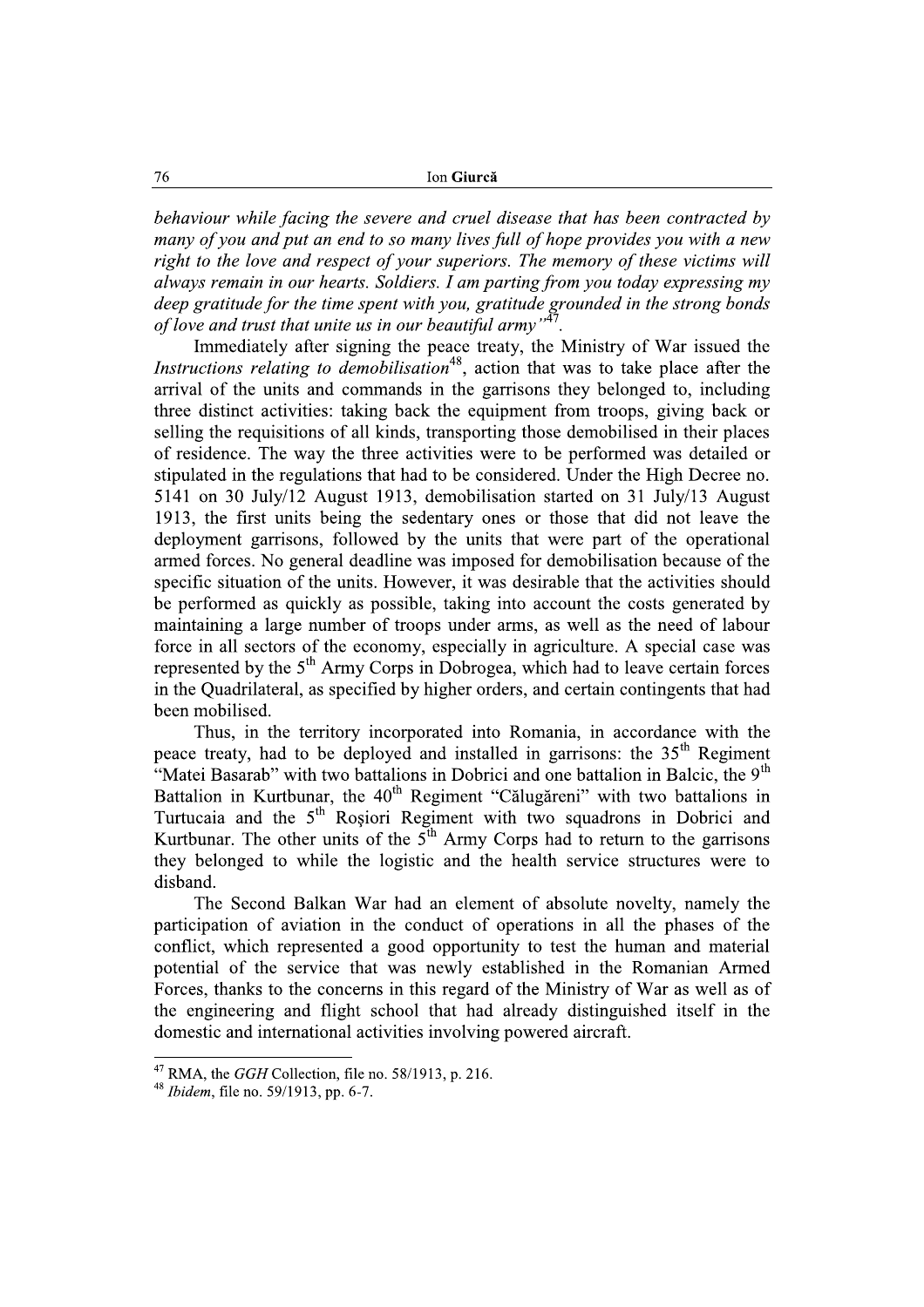*behaviour while facing the severe and cruel disease that has been contracted by many of you and put an end to so many lives full of hope provides you with a new right to the love and respect of your superiors. The memory of these victims will always remain in our hearts. Soldiers. I am parting from you today expressing my deep gratitude for the time spent with you, gratitude grounded in the strong bonds of love and trust that unite us in our beautiful army"*[47].

Immediately after signing the peace treaty, the Ministry of War issued the *Instructions relating to demobilisation*[48], action that was to take place after the arrival of the units and commands in the garrisons they belonged to, including three distinct activities: taking back the equipment from troops, giving back or selling the requisitions of all kinds, transporting those demobilised in their places of residence. The way the three activities were to be performed was detailed or stipulated in the regulations that had to be considered. Under the High Decree no. 5141 on 30 July/12 August 1913, demobilisation started on 31 July/13 August 1913, the first units being the sedentary ones or those that did not leave the deployment garrisons, followed by the units that were part of the operational armed forces. No general deadline was imposed for demobilisation because of the specific situation of the units. However, it was desirable that the activities should be performed as quickly as possible, taking into account the costs generated by maintaining a large number of troops under arms, as well as the need of labour force in all sectors of the economy, especially in agriculture. A special case was represented by the 5th Army Corps in Dobrogea, which had to leave certain forces in the Quadrilateral, as specified by higher orders, and certain contingents that had been mobilised.

Thus, in the territory incorporated into Romania, in accordance with the peace treaty, had to be deployed and installed in garrisons: the 35th Regiment "Matei Basarab" with two battalions in Dobrici and one battalion in Balcic, the 9th Battalion in Kurtbunar, the 40th Regiment "Călugăreni" with two battalions in Turtucaia and the 5th Roşiori Regiment with two squadrons in Dobrici and Kurtbunar. The other units of the 5th Army Corps had to return to the garrisons they belonged to while the logistic and the health service structures were to disband.

The Second Balkan War had an element of absolute novelty, namely the participation of aviation in the conduct of operations in all the phases of the conflict, which represented a good opportunity to test the human and material potential of the service that was newly established in the Romanian Armed Forces, thanks to the concerns in this regard of the Ministry of War as well as of the engineering and flight school that had already distinguished itself in the domestic and international activities involving powered aircraft.

---

[47] RMA, the *GGH* Collection, file no. 58/1913, p. 216.

[48] *Ibidem*, file no. 59/1913, pp. 6-7.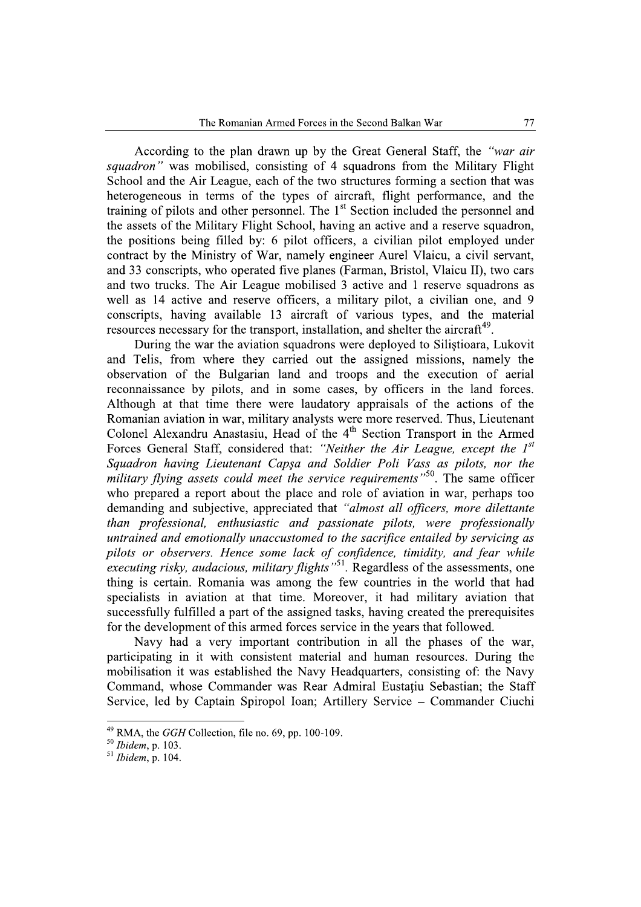According to the plan drawn up by the Great General Staff, the *"war air squadron"* was mobilised, consisting of 4 squadrons from the Military Flight School and the Air League, each of the two structures forming a section that was heterogeneous in terms of the types of aircraft, flight performance, and the training of pilots and other personnel. The 1st Section included the personnel and the assets of the Military Flight School, having an active and a reserve squadron, the positions being filled by: 6 pilot officers, a civilian pilot employed under contract by the Ministry of War, namely engineer Aurel Vlaicu, a civil servant, and 33 conscripts, who operated five planes (Farman, Bristol, Vlaicu II), two cars and two trucks. The Air League mobilised 3 active and 1 reserve squadrons as well as 14 active and reserve officers, a military pilot, a civilian one, and 9 conscripts, having available 13 aircraft of various types, and the material resources necessary for the transport, installation, and shelter the aircraft[49].

During the war the aviation squadrons were deployed to Siliştioara, Lukovit and Telis, from where they carried out the assigned missions, namely the observation of the Bulgarian land and troops and the execution of aerial reconnaissance by pilots, and in some cases, by officers in the land forces. Although at that time there were laudatory appraisals of the actions of the Romanian aviation in war, military analysts were more reserved. Thus, Lieutenant Colonel Alexandru Anastasiu, Head of the 4th Section Transport in the Armed Forces General Staff, considered that: *"Neither the Air League, except the 1st Squadron having Lieutenant Capşa and Soldier Poli Vass as pilots, nor the military flying assets could meet the service requirements"*[50]. The same officer who prepared a report about the place and role of aviation in war, perhaps too demanding and subjective, appreciated that *"almost all officers, more dilettante than professional, enthusiastic and passionate pilots, were professionally untrained and emotionally unaccustomed to the sacrifice entailed by servicing as pilots or observers. Hence some lack of confidence, timidity, and fear while executing risky, audacious, military flights"*[51]. Regardless of the assessments, one thing is certain. Romania was among the few countries in the world that had specialists in aviation at that time. Moreover, it had military aviation that successfully fulfilled a part of the assigned tasks, having created the prerequisites for the development of this armed forces service in the years that followed.

Navy had a very important contribution in all the phases of the war, participating in it with consistent material and human resources. During the mobilisation it was established the Navy Headquarters, consisting of: the Navy Command, whose Commander was Rear Admiral Eustaţiu Sebastian; the Staff Service, led by Captain Spiropol Ioan; Artillery Service – Commander Ciuchi

---

[49] RMA, the *GGH* Collection, file no. 69, pp. 100-109.

[50] *Ibidem*, p. 103.

[51] *Ibidem*, p. 104.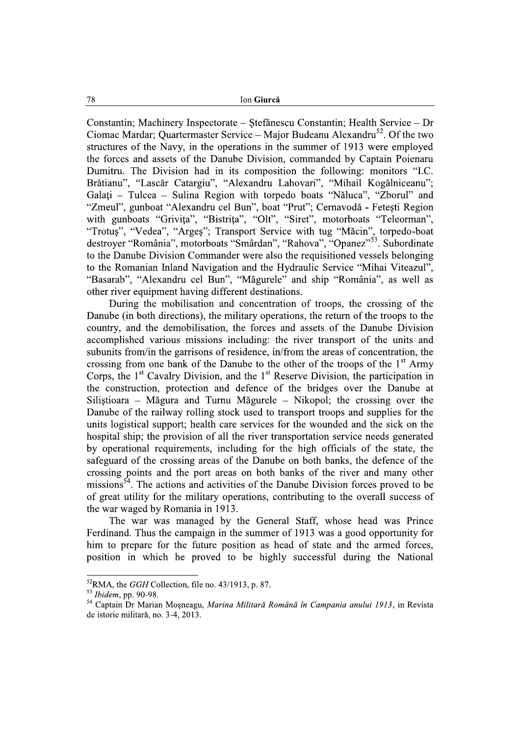Constantin; Machinery Inspectorate – Ştefănescu Constantin; Health Service – Dr Ciomac Mardar; Quartermaster Service – Major Budeanu Alexandru[52]. Of the two structures of the Navy, in the operations in the summer of 1913 were employed the forces and assets of the Danube Division, commanded by Captain Poienaru Dumitru. The Division had in its composition the following: monitors "I.C. Brătianu", "Lascăr Catargiu", "Alexandru Lahovari", "Mihail Kogălniceanu"; Galaţi – Tulcea – Sulina Region with torpedo boats "Năluca", "Zborul" and "Zmeul", gunboat "Alexandru cel Bun", boat "Prut"; Cernavodă - Feteşti Region with gunboats "Griviţa", "Bistriţa", "Olt", "Siret", motorboats "Teleorman", "Trotuş", "Vedea", "Argeş"; Transport Service with tug "Măcin", torpedo-boat destroyer "România", motorboats "Smârdan", "Rahova", "Opanez"[53]. Subordinate to the Danube Division Commander were also the requisitioned vessels belonging to the Romanian Inland Navigation and the Hydraulic Service "Mihai Viteazul", "Basarab", "Alexandru cel Bun", "Măgurele" and ship "România", as well as other river equipment having different destinations.

During the mobilisation and concentration of troops, the crossing of the Danube (in both directions), the military operations, the return of the troops to the country, and the demobilisation, the forces and assets of the Danube Division accomplished various missions including: the river transport of the units and subunits from/in the garrisons of residence, in/from the areas of concentration, the crossing from one bank of the Danube to the other of the troops of the 1st Army Corps, the 1st Cavalry Division, and the 1st Reserve Division, the participation in the construction, protection and defence of the bridges over the Danube at Siliştioara – Măgura and Turnu Măgurele – Nikopol; the crossing over the Danube of the railway rolling stock used to transport troops and supplies for the units logistical support; health care services for the wounded and the sick on the hospital ship; the provision of all the river transportation service needs generated by operational requirements, including for the high officials of the state, the safeguard of the crossing areas of the Danube on both banks, the defence of the crossing points and the port areas on both banks of the river and many other missions[54]. The actions and activities of the Danube Division forces proved to be of great utility for the military operations, contributing to the overall success of the war waged by Romania in 1913.

The war was managed by the General Staff, whose head was Prince Ferdinand. Thus the campaign in the summer of 1913 was a good opportunity for him to prepare for the future position as head of state and the armed forces, position in which he proved to be highly successful during the National

---

[52] RMA, the *GGH* Collection, file no. 43/1913, p. 87.

[53] *Ibidem*, pp. 90-98.

[54] Captain Dr Marian Moşneagu, *Marina Militară Română în Campania anului 1913*, in Revista de istorie militară, no. 3-4, 2013.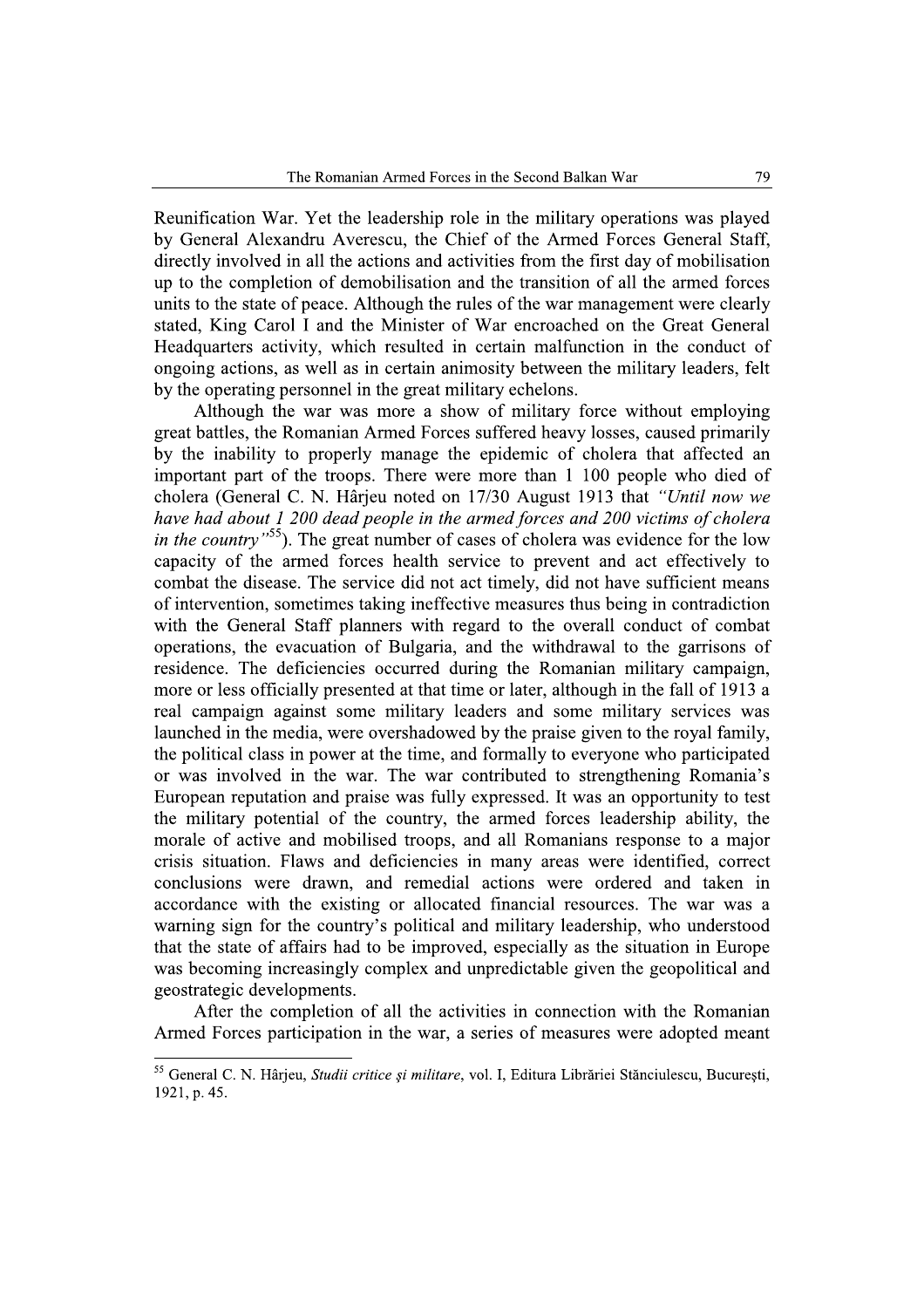Reunification War. Yet the leadership role in the military operations was played by General Alexandru Averescu, the Chief of the Armed Forces General Staff, directly involved in all the actions and activities from the first day of mobilisation up to the completion of demobilisation and the transition of all the armed forces units to the state of peace. Although the rules of the war management were clearly stated, King Carol I and the Minister of War encroached on the Great General Headquarters activity, which resulted in certain malfunction in the conduct of ongoing actions, as well as in certain animosity between the military leaders, felt by the operating personnel in the great military echelons.

Although the war was more a show of military force without employing great battles, the Romanian Armed Forces suffered heavy losses, caused primarily by the inability to properly manage the epidemic of cholera that affected an important part of the troops. There were more than 1 100 people who died of cholera (General C. N. Hârjeu noted on 17/30 August 1913 that *"Until now we have had about 1 200 dead people in the armed forces and 200 victims of cholera in the country"*[55]). The great number of cases of cholera was evidence for the low capacity of the armed forces health service to prevent and act effectively to combat the disease. The service did not act timely, did not have sufficient means of intervention, sometimes taking ineffective measures thus being in contradiction with the General Staff planners with regard to the overall conduct of combat operations, the evacuation of Bulgaria, and the withdrawal to the garrisons of residence. The deficiencies occurred during the Romanian military campaign, more or less officially presented at that time or later, although in the fall of 1913 a real campaign against some military leaders and some military services was launched in the media, were overshadowed by the praise given to the royal family, the political class in power at the time, and formally to everyone who participated or was involved in the war. The war contributed to strengthening Romania's European reputation and praise was fully expressed. It was an opportunity to test the military potential of the country, the armed forces leadership ability, the morale of active and mobilised troops, and all Romanians response to a major crisis situation. Flaws and deficiencies in many areas were identified, correct conclusions were drawn, and remedial actions were ordered and taken in accordance with the existing or allocated financial resources. The war was a warning sign for the country's political and military leadership, who understood that the state of affairs had to be improved, especially as the situation in Europe was becoming increasingly complex and unpredictable given the geopolitical and geostrategic developments.

After the completion of all the activities in connection with the Romanian Armed Forces participation in the war, a series of measures were adopted meant

---

[55] General C. N. Hârjeu, *Studii critice şi militare*, vol. I, Editura Librăriei Stănciulescu, Bucureşti, 1921, p. 45.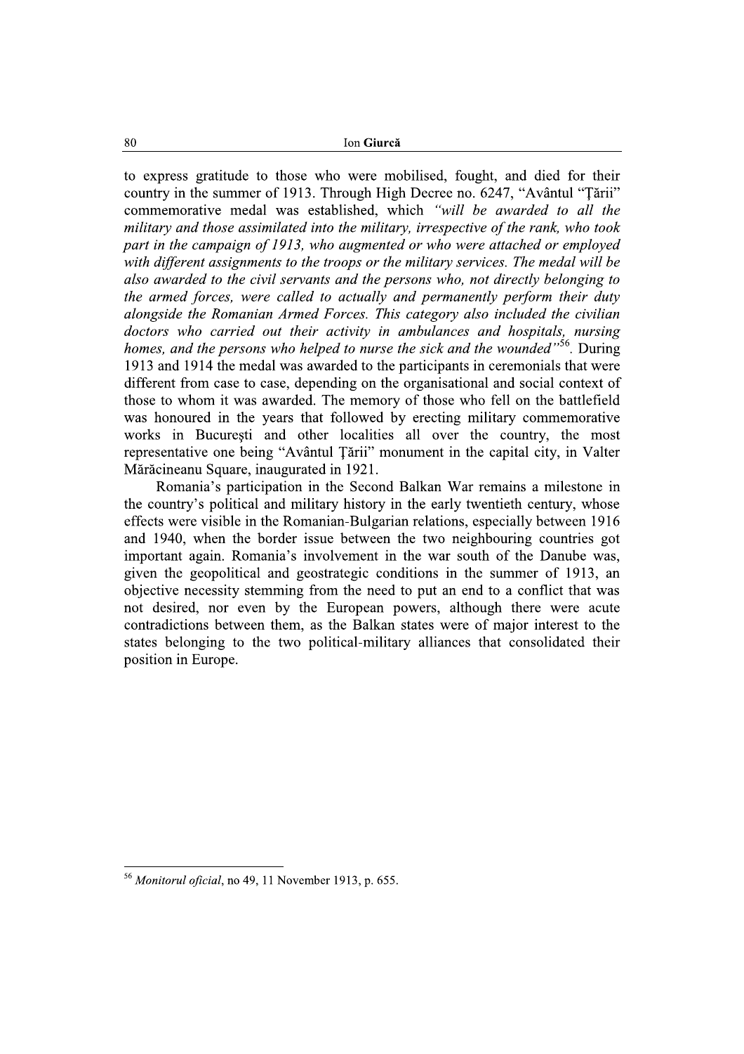to express gratitude to those who were mobilised, fought, and died for their country in the summer of 1913. Through High Decree no. 6247, "Avântul "Ţării" commemorative medal was established, which *"will be awarded to all the military and those assimilated into the military, irrespective of the rank, who took part in the campaign of 1913, who augmented or who were attached or employed with different assignments to the troops or the military services. The medal will be also awarded to the civil servants and the persons who, not directly belonging to the armed forces, were called to actually and permanently perform their duty alongside the Romanian Armed Forces. This category also included the civilian doctors who carried out their activity in ambulances and hospitals, nursing homes, and the persons who helped to nurse the sick and the wounded"*[56]. During 1913 and 1914 the medal was awarded to the participants in ceremonials that were different from case to case, depending on the organisational and social context of those to whom it was awarded. The memory of those who fell on the battlefield was honoured in the years that followed by erecting military commemorative works in Bucureşti and other localities all over the country, the most representative one being "Avântul Ţării" monument in the capital city, in Valter Mărăcineanu Square, inaugurated in 1921.

Romania's participation in the Second Balkan War remains a milestone in the country's political and military history in the early twentieth century, whose effects were visible in the Romanian-Bulgarian relations, especially between 1916 and 1940, when the border issue between the two neighbouring countries got important again. Romania's involvement in the war south of the Danube was, given the geopolitical and geostrategic conditions in the summer of 1913, an objective necessity stemming from the need to put an end to a conflict that was not desired, nor even by the European powers, although there were acute contradictions between them, as the Balkan states were of major interest to the states belonging to the two political-military alliances that consolidated their position in Europe.

[56] *Monitorul oficial*, no 49, 11 November 1913, p. 655.